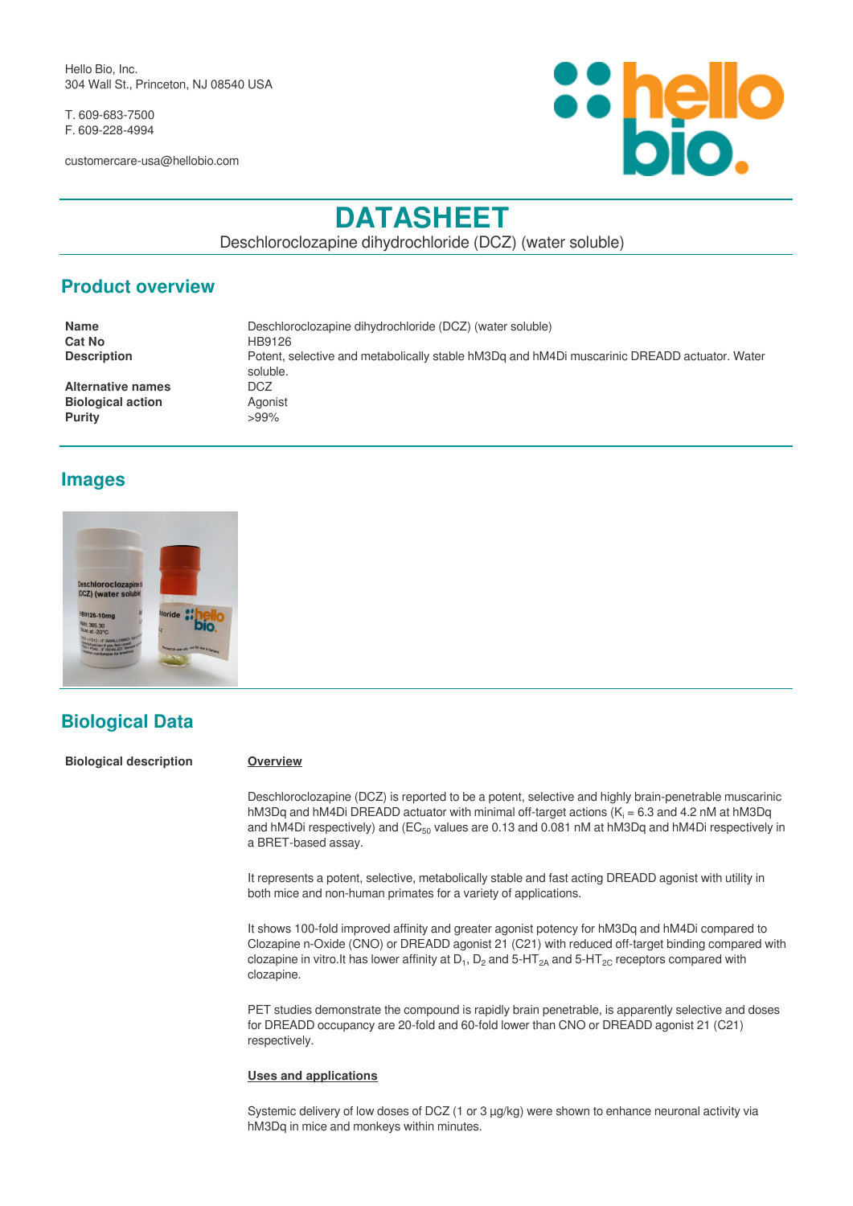Hello Bio, Inc.
304 Wall St., Princeton, NJ 08540 USA

T. 609-683-7500
F. 609-228-4994

customercare-usa@hellobio.com

# DATASHEET

Deschloroclozapine dihydrochloride (DCZ) (water soluble)

## Product overview

| | |
|---|---|
| **Name** | Deschloroclozapine dihydrochloride (DCZ) (water soluble) |
| **Cat No** | HB9126 |
| **Description** | Potent, selective and metabolically stable hM3Dq and hM4Di muscarinic DREADD actuator. Water soluble. |
| **Alternative names** | DCZ |
| **Biological action** | Agonist |
| **Purity** | >99% |

## Images

## Biological Data

**Biological description**

**Overview**

Deschloroclozapine (DCZ) is reported to be a potent, selective and highly brain-penetrable muscarinic hM3Dq and hM4Di DREADD actuator with minimal off-target actions ($K_i$ = 6.3 and 4.2 nM at hM3Dq and hM4Di respectively) and ($EC_{50}$ values are 0.13 and 0.081 nM at hM3Dq and hM4Di respectively in a BRET-based assay.

It represents a potent, selective, metabolically stable and fast acting DREADD agonist with utility in both mice and non-human primates for a variety of applications.

It shows 100-fold improved affinity and greater agonist potency for hM3Dq and hM4Di compared to Clozapine n-Oxide (CNO) or DREADD agonist 21 (C21) with reduced off-target binding compared with clozapine in vitro.It has lower affinity at $D_1$, $D_2$ and 5-$HT_{2A}$ and 5-$HT_{2C}$ receptors compared with clozapine.

PET studies demonstrate the compound is rapidly brain penetrable, is apparently selective and doses for DREADD occupancy are 20-fold and 60-fold lower than CNO or DREADD agonist 21 (C21) respectively.

**Uses and applications**

Systemic delivery of low doses of DCZ (1 or 3 μg/kg) were shown to enhance neuronal activity via hM3Dq in mice and monkeys within minutes.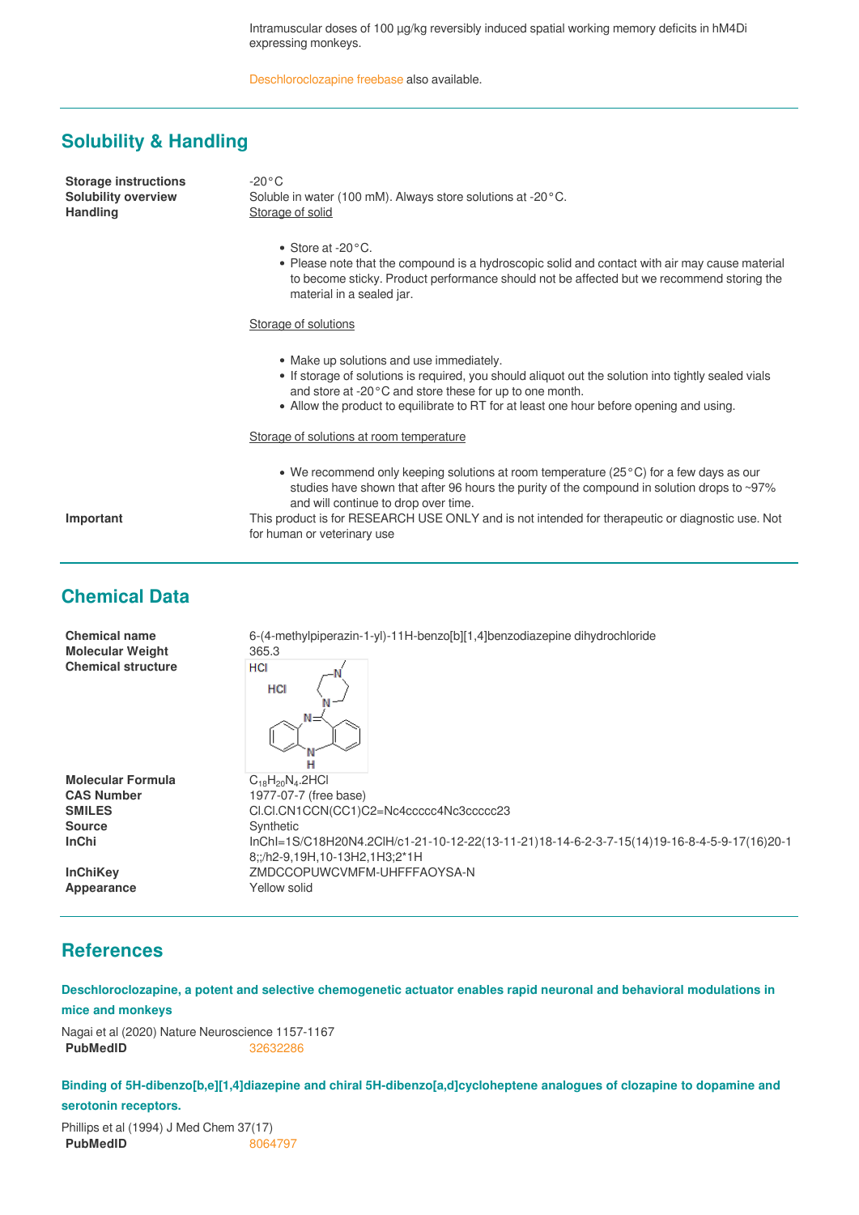Intramuscular doses of 100 µg/kg reversibly induced spatial working memory deficits in hM4Di expressing monkeys.

Deschloroclozapine freebase also available.

## Solubility & Handling

**Storage instructions** -20°C

**Solubility overview** Soluble in water (100 mM). Always store solutions at -20°C.

**Handling**

Storage of solid

- Store at -20°C.
- Please note that the compound is a hydroscopic solid and contact with air may cause material to become sticky. Product performance should not be affected but we recommend storing the material in a sealed jar.

Storage of solutions

- Make up solutions and use immediately.
- If storage of solutions is required, you should aliquot out the solution into tightly sealed vials and store at -20°C and store these for up to one month.
- Allow the product to equilibrate to RT for at least one hour before opening and using.

Storage of solutions at room temperature

- We recommend only keeping solutions at room temperature (25°C) for a few days as our studies have shown that after 96 hours the purity of the compound in solution drops to ~97% and will continue to drop over time.

**Important** This product is for RESEARCH USE ONLY and is not intended for therapeutic or diagnostic use. Not for human or veterinary use

## Chemical Data

| | |
|---|---|
| **Chemical name** | 6-(4-methylpiperazin-1-yl)-11H-benzo[b][1,4]benzodiazepine dihydrochloride |
| **Molecular Weight** | 365.3 |
| **Chemical structure** | |
| **Molecular Formula** | $C_{18}H_{20}N_4$.2HCl |
| **CAS Number** | 1977-07-7 (free base) |
| **SMILES** | Cl.Cl.CN1CCN(CC1)C2=Nc4ccccc4Nc3ccccc23 |
| **Source** | Synthetic |
| **InChi** | InChI=1S/C18H20N4.2ClH/c1-21-10-12-22(13-11-21)18-14-6-2-3-7-15(14)19-16-8-4-5-9-17(16)20-18;;/h2-9,19H,10-13H2,1H3;2*1H |
| **InChiKey** | ZMDCCOPUWCVMFM-UHFFFAOYSA-N |
| **Appearance** | Yellow solid |

## References

**Deschloroclozapine, a potent and selective chemogenetic actuator enables rapid neuronal and behavioral modulations in mice and monkeys**

Nagai et al (2020) Nature Neuroscience 1157-1167
**PubMedID** 32632286

**Binding of 5H-dibenzo[b,e][1,4]diazepine and chiral 5H-dibenzo[a,d]cycloheptene analogues of clozapine to dopamine and serotonin receptors.**

Phillips et al (1994) J Med Chem 37(17)
**PubMedID** 8064797